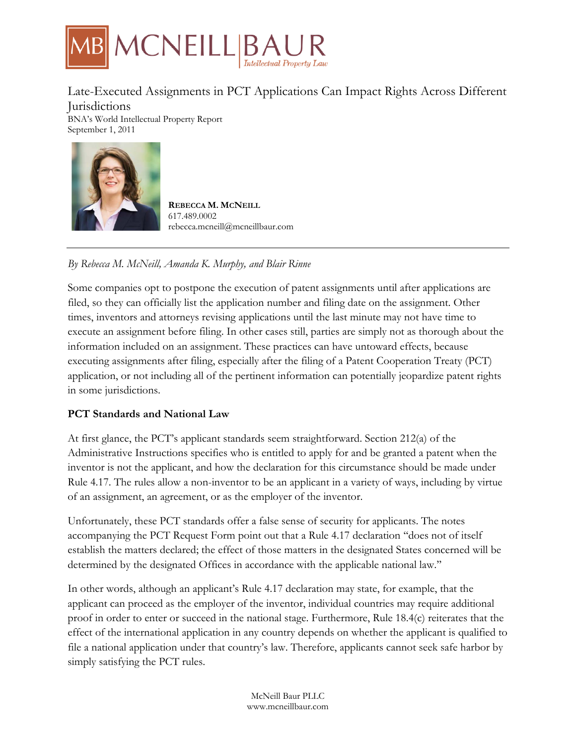MB MCNEILL|BAUR
Intellectual Property Law

# Late-Executed Assignments in PCT Applications Can Impact Rights Across Different Jurisdictions

BNA's World Intellectual Property Report
September 1, 2011

**Rebecca M. McNeill**
617.489.0002
rebecca.mcneill@mcneillbaur.com

---

*By Rebecca M. McNeill, Amanda K. Murphy, and Blair Rinne*

Some companies opt to postpone the execution of patent assignments until after applications are filed, so they can officially list the application number and filing date on the assignment. Other times, inventors and attorneys revising applications until the last minute may not have time to execute an assignment before filing. In other cases still, parties are simply not as thorough about the information included on an assignment. These practices can have untoward effects, because executing assignments after filing, especially after the filing of a Patent Cooperation Treaty (PCT) application, or not including all of the pertinent information can potentially jeopardize patent rights in some jurisdictions.

**PCT Standards and National Law**

At first glance, the PCT's applicant standards seem straightforward. Section 212(a) of the Administrative Instructions specifies who is entitled to apply for and be granted a patent when the inventor is not the applicant, and how the declaration for this circumstance should be made under Rule 4.17. The rules allow a non-inventor to be an applicant in a variety of ways, including by virtue of an assignment, an agreement, or as the employer of the inventor.

Unfortunately, these PCT standards offer a false sense of security for applicants. The notes accompanying the PCT Request Form point out that a Rule 4.17 declaration "does not of itself establish the matters declared; the effect of those matters in the designated States concerned will be determined by the designated Offices in accordance with the applicable national law."

In other words, although an applicant's Rule 4.17 declaration may state, for example, that the applicant can proceed as the employer of the inventor, individual countries may require additional proof in order to enter or succeed in the national stage. Furthermore, Rule 18.4(c) reiterates that the effect of the international application in any country depends on whether the applicant is qualified to file a national application under that country's law. Therefore, applicants cannot seek safe harbor by simply satisfying the PCT rules.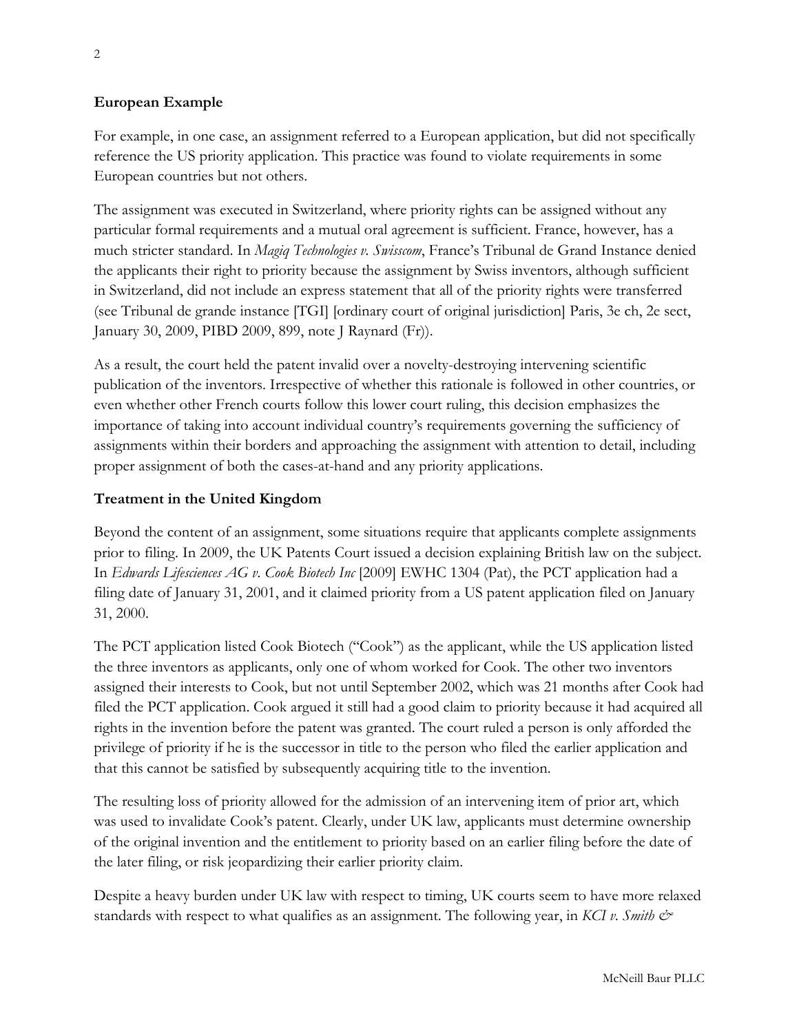**European Example**

For example, in one case, an assignment referred to a European application, but did not specifically reference the US priority application. This practice was found to violate requirements in some European countries but not others.

The assignment was executed in Switzerland, where priority rights can be assigned without any particular formal requirements and a mutual oral agreement is sufficient. France, however, has a much stricter standard. In *Magiq Technologies v. Swisscom*, France's Tribunal de Grand Instance denied the applicants their right to priority because the assignment by Swiss inventors, although sufficient in Switzerland, did not include an express statement that all of the priority rights were transferred (see Tribunal de grande instance [TGI] [ordinary court of original jurisdiction] Paris, 3e ch, 2e sect, January 30, 2009, PIBD 2009, 899, note J Raynard (Fr)).

As a result, the court held the patent invalid over a novelty-destroying intervening scientific publication of the inventors. Irrespective of whether this rationale is followed in other countries, or even whether other French courts follow this lower court ruling, this decision emphasizes the importance of taking into account individual country's requirements governing the sufficiency of assignments within their borders and approaching the assignment with attention to detail, including proper assignment of both the cases-at-hand and any priority applications.

**Treatment in the United Kingdom**

Beyond the content of an assignment, some situations require that applicants complete assignments prior to filing. In 2009, the UK Patents Court issued a decision explaining British law on the subject. In *Edwards Lifesciences AG v. Cook Biotech Inc* [2009] EWHC 1304 (Pat), the PCT application had a filing date of January 31, 2001, and it claimed priority from a US patent application filed on January 31, 2000.

The PCT application listed Cook Biotech ("Cook") as the applicant, while the US application listed the three inventors as applicants, only one of whom worked for Cook. The other two inventors assigned their interests to Cook, but not until September 2002, which was 21 months after Cook had filed the PCT application. Cook argued it still had a good claim to priority because it had acquired all rights in the invention before the patent was granted. The court ruled a person is only afforded the privilege of priority if he is the successor in title to the person who filed the earlier application and that this cannot be satisfied by subsequently acquiring title to the invention.

The resulting loss of priority allowed for the admission of an intervening item of prior art, which was used to invalidate Cook's patent. Clearly, under UK law, applicants must determine ownership of the original invention and the entitlement to priority based on an earlier filing before the date of the later filing, or risk jeopardizing their earlier priority claim.

Despite a heavy burden under UK law with respect to timing, UK courts seem to have more relaxed standards with respect to what qualifies as an assignment. The following year, in *KCI v. Smith &*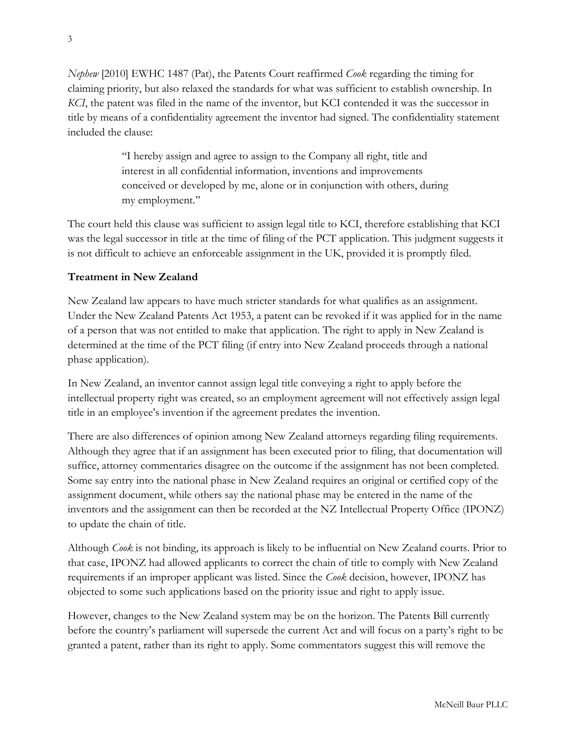*Nephew* [2010] EWHC 1487 (Pat), the Patents Court reaffirmed *Cook* regarding the timing for claiming priority, but also relaxed the standards for what was sufficient to establish ownership. In *KCI*, the patent was filed in the name of the inventor, but KCI contended it was the successor in title by means of a confidentiality agreement the inventor had signed. The confidentiality statement included the clause:

> "I hereby assign and agree to assign to the Company all right, title and interest in all confidential information, inventions and improvements conceived or developed by me, alone or in conjunction with others, during my employment."

The court held this clause was sufficient to assign legal title to KCI, therefore establishing that KCI was the legal successor in title at the time of filing of the PCT application. This judgment suggests it is not difficult to achieve an enforceable assignment in the UK, provided it is promptly filed.

**Treatment in New Zealand**

New Zealand law appears to have much stricter standards for what qualifies as an assignment. Under the New Zealand Patents Act 1953, a patent can be revoked if it was applied for in the name of a person that was not entitled to make that application. The right to apply in New Zealand is determined at the time of the PCT filing (if entry into New Zealand proceeds through a national phase application).

In New Zealand, an inventor cannot assign legal title conveying a right to apply before the intellectual property right was created, so an employment agreement will not effectively assign legal title in an employee's invention if the agreement predates the invention.

There are also differences of opinion among New Zealand attorneys regarding filing requirements. Although they agree that if an assignment has been executed prior to filing, that documentation will suffice, attorney commentaries disagree on the outcome if the assignment has not been completed. Some say entry into the national phase in New Zealand requires an original or certified copy of the assignment document, while others say the national phase may be entered in the name of the inventors and the assignment can then be recorded at the NZ Intellectual Property Office (IPONZ) to update the chain of title.

Although *Cook* is not binding, its approach is likely to be influential on New Zealand courts. Prior to that case, IPONZ had allowed applicants to correct the chain of title to comply with New Zealand requirements if an improper applicant was listed. Since the *Cook* decision, however, IPONZ has objected to some such applications based on the priority issue and right to apply issue.

However, changes to the New Zealand system may be on the horizon. The Patents Bill currently before the country's parliament will supersede the current Act and will focus on a party's right to be granted a patent, rather than its right to apply. Some commentators suggest this will remove the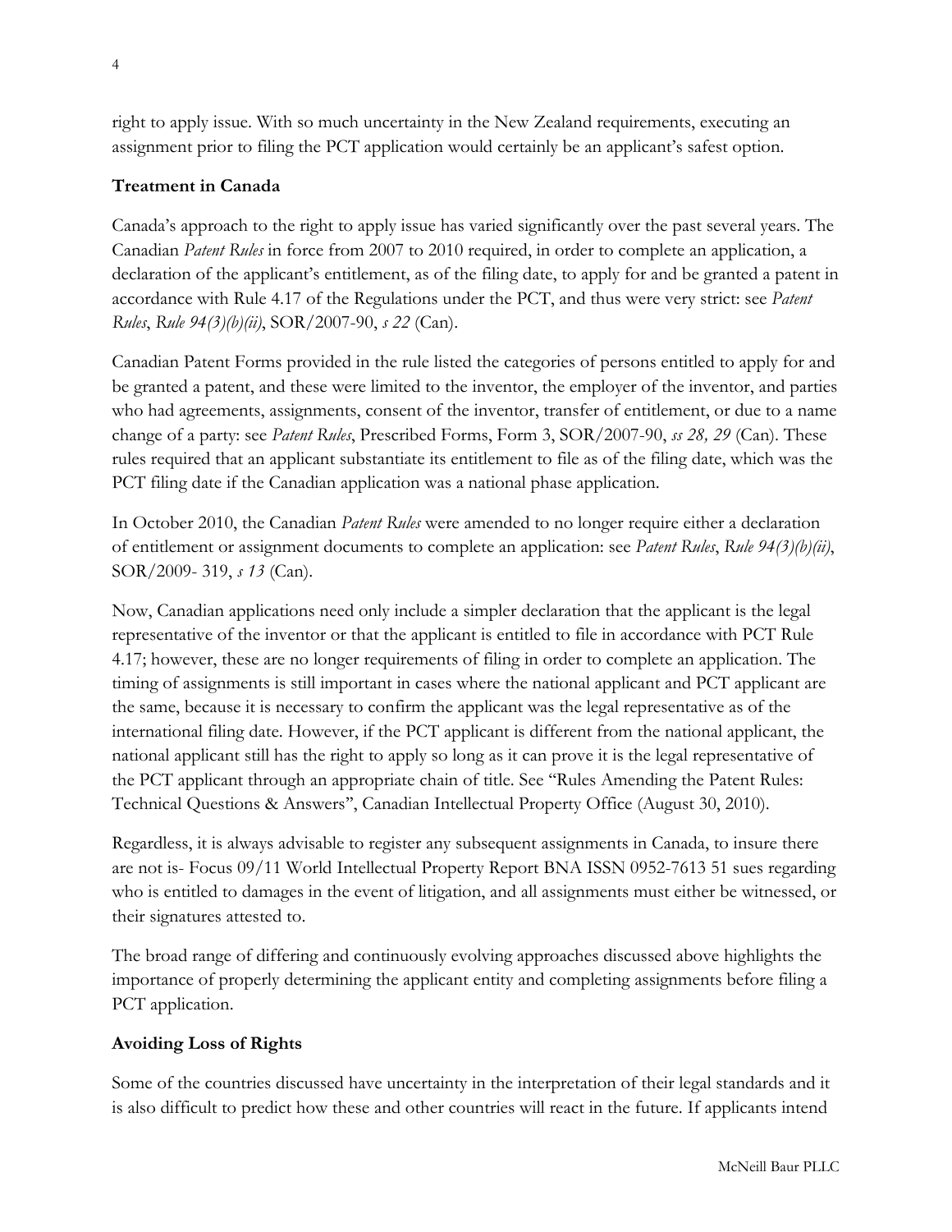right to apply issue. With so much uncertainty in the New Zealand requirements, executing an assignment prior to filing the PCT application would certainly be an applicant's safest option.

**Treatment in Canada**

Canada's approach to the right to apply issue has varied significantly over the past several years. The Canadian *Patent Rules* in force from 2007 to 2010 required, in order to complete an application, a declaration of the applicant's entitlement, as of the filing date, to apply for and be granted a patent in accordance with Rule 4.17 of the Regulations under the PCT, and thus were very strict: see *Patent Rules*, *Rule 94(3)(b)(ii)*, SOR/2007-90, *s 22* (Can).

Canadian Patent Forms provided in the rule listed the categories of persons entitled to apply for and be granted a patent, and these were limited to the inventor, the employer of the inventor, and parties who had agreements, assignments, consent of the inventor, transfer of entitlement, or due to a name change of a party: see *Patent Rules*, Prescribed Forms, Form 3, SOR/2007-90, *ss 28, 29* (Can). These rules required that an applicant substantiate its entitlement to file as of the filing date, which was the PCT filing date if the Canadian application was a national phase application.

In October 2010, the Canadian *Patent Rules* were amended to no longer require either a declaration of entitlement or assignment documents to complete an application: see *Patent Rules*, *Rule 94(3)(b)(ii)*, SOR/2009- 319, *s 13* (Can).

Now, Canadian applications need only include a simpler declaration that the applicant is the legal representative of the inventor or that the applicant is entitled to file in accordance with PCT Rule 4.17; however, these are no longer requirements of filing in order to complete an application. The timing of assignments is still important in cases where the national applicant and PCT applicant are the same, because it is necessary to confirm the applicant was the legal representative as of the international filing date. However, if the PCT applicant is different from the national applicant, the national applicant still has the right to apply so long as it can prove it is the legal representative of the PCT applicant through an appropriate chain of title. See "Rules Amending the Patent Rules: Technical Questions & Answers", Canadian Intellectual Property Office (August 30, 2010).

Regardless, it is always advisable to register any subsequent assignments in Canada, to insure there are not is- Focus 09/11 World Intellectual Property Report BNA ISSN 0952-7613 51 sues regarding who is entitled to damages in the event of litigation, and all assignments must either be witnessed, or their signatures attested to.

The broad range of differing and continuously evolving approaches discussed above highlights the importance of properly determining the applicant entity and completing assignments before filing a PCT application.

**Avoiding Loss of Rights**

Some of the countries discussed have uncertainty in the interpretation of their legal standards and it is also difficult to predict how these and other countries will react in the future. If applicants intend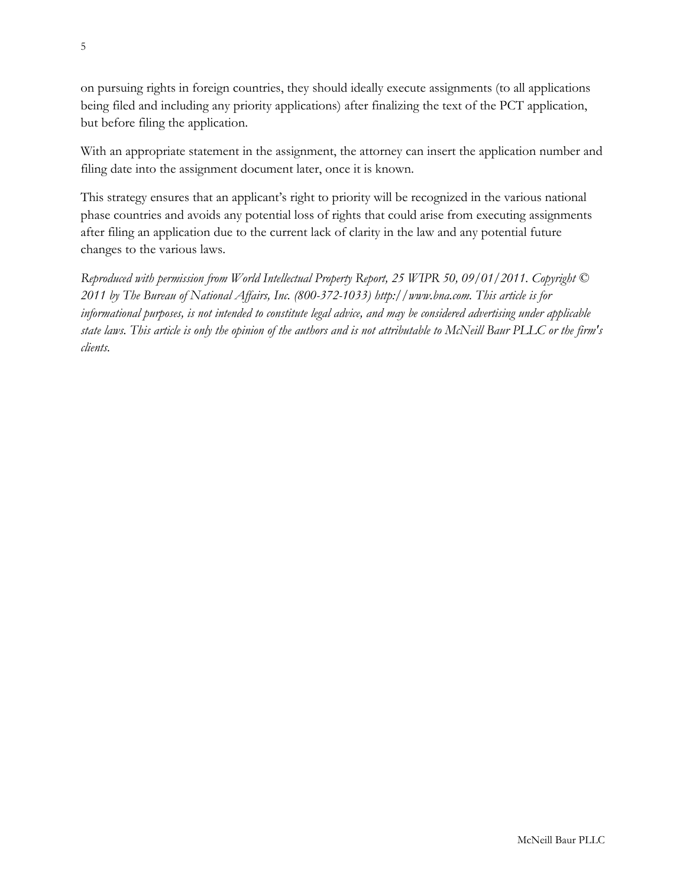on pursuing rights in foreign countries, they should ideally execute assignments (to all applications being filed and including any priority applications) after finalizing the text of the PCT application, but before filing the application.

With an appropriate statement in the assignment, the attorney can insert the application number and filing date into the assignment document later, once it is known.

This strategy ensures that an applicant's right to priority will be recognized in the various national phase countries and avoids any potential loss of rights that could arise from executing assignments after filing an application due to the current lack of clarity in the law and any potential future changes to the various laws.

*Reproduced with permission from World Intellectual Property Report, 25 WIPR 50, 09/01/2011. Copyright © 2011 by The Bureau of National Affairs, Inc. (800-372-1033) http://www.bna.com. This article is for informational purposes, is not intended to constitute legal advice, and may be considered advertising under applicable state laws. This article is only the opinion of the authors and is not attributable to McNeill Baur PLLC or the firm's clients.*